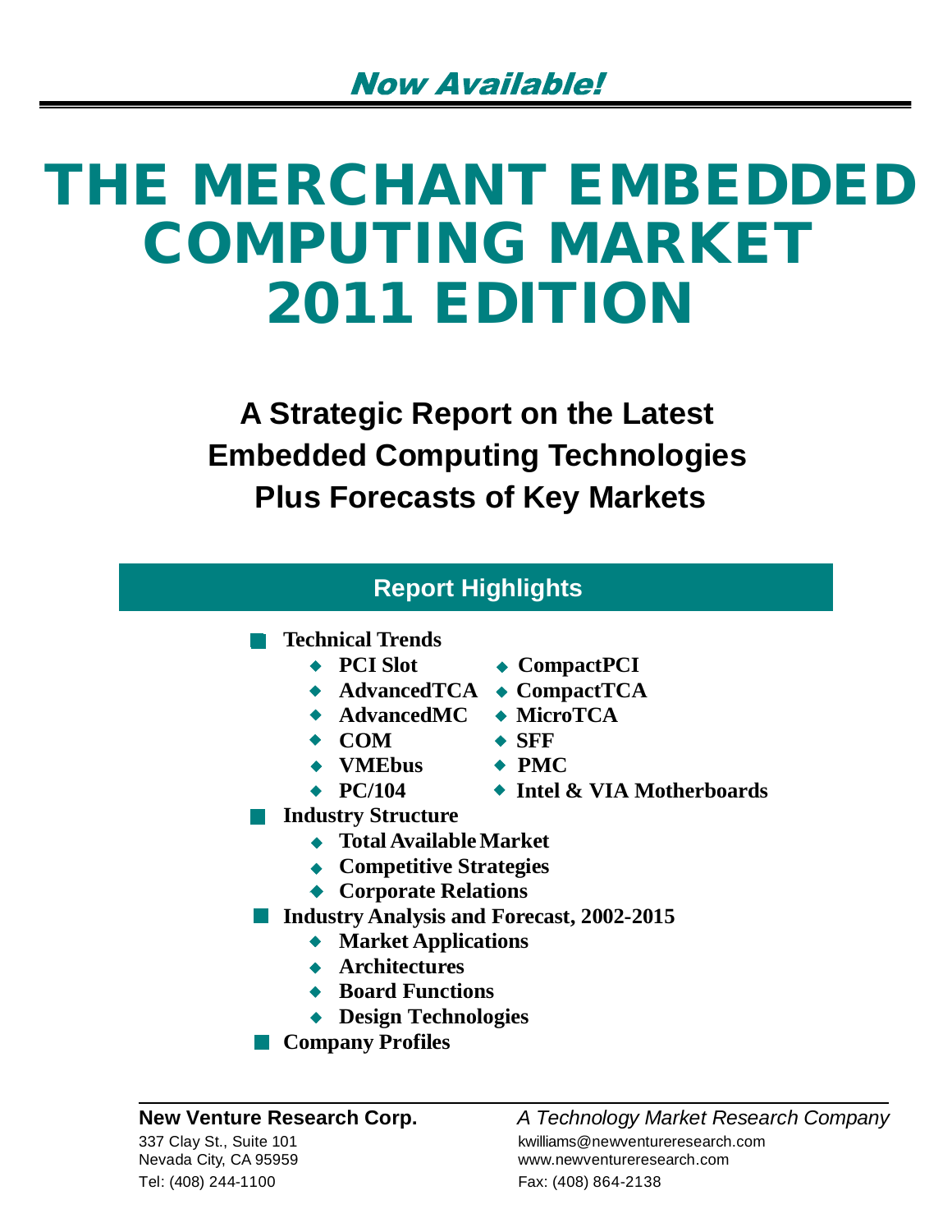*Now Available!*

# THE MERCHANT EMBEDDED COMPUTING MARKET 2011 EDITION

## A Strategic Report on the Latest Embedded Computing Technologies Plus Forecasts of Key Markets

### Report Highlights

- **Technical Trends**
  - **PCI Slot**
  - **CompactPCI**
  - **AdvancedTCA**
  - **CompactTCA**
  - **AdvancedMC**
  - **MicroTCA**
  - **COM**
  - **SFF**
  - **VMEbus**
  - **PMC**
  - **PC/104**
  - **Intel & VIA Motherboards**
- **Industry Structure**
  - **Total Available Market**
  - **Competitive Strategies**
  - **Corporate Relations**
- **Industry Analysis and Forecast, 2002-2015**
  - **Market Applications**
  - **Architectures**
  - **Board Functions**
  - **Design Technologies**
- **Company Profiles**

---

**New Venture Research Corp.**
337 Clay St., Suite 101
Nevada City, CA 95959
Tel: (408) 244-1100

*A Technology Market Research Company*
kwilliams@newventureresearch.com
www.newventureresearch.com
Fax: (408) 864-2138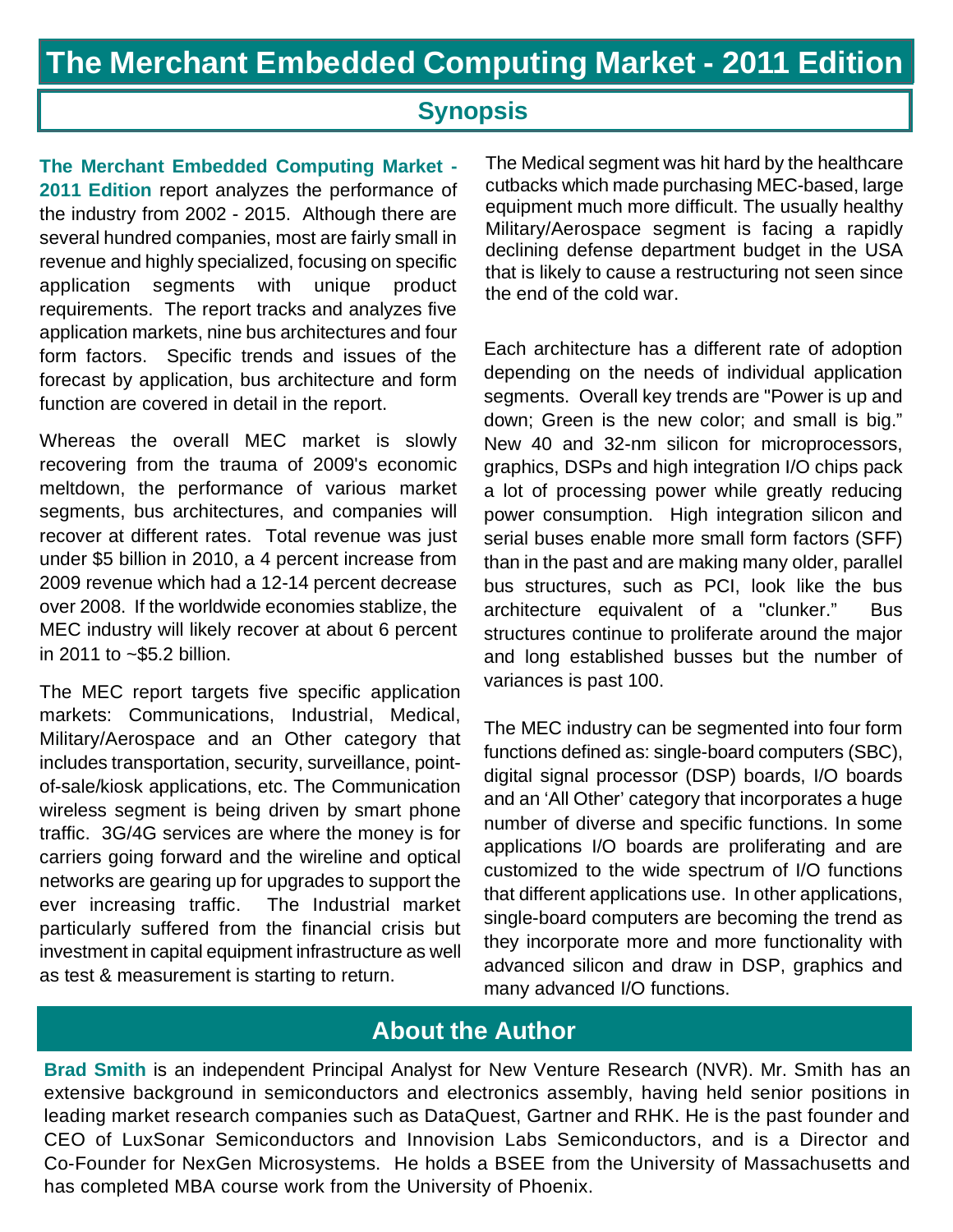# The Merchant Embedded Computing Market - 2011 Edition

## Synopsis

**The Merchant Embedded Computing Market - 2011 Edition** report analyzes the performance of the industry from 2002 - 2015. Although there are several hundred companies, most are fairly small in revenue and highly specialized, focusing on specific application segments with unique product requirements. The report tracks and analyzes five application markets, nine bus architectures and four form factors. Specific trends and issues of the forecast by application, bus architecture and form function are covered in detail in the report.

Whereas the overall MEC market is slowly recovering from the trauma of 2009's economic meltdown, the performance of various market segments, bus architectures, and companies will recover at different rates. Total revenue was just under $5 billion in 2010, a 4 percent increase from 2009 revenue which had a 12-14 percent decrease over 2008. If the worldwide economies stablize, the MEC industry will likely recover at about 6 percent in 2011 to ~$5.2 billion.

The MEC report targets five specific application markets: Communications, Industrial, Medical, Military/Aerospace and an Other category that includes transportation, security, surveillance, point-of-sale/kiosk applications, etc. The Communication wireless segment is being driven by smart phone traffic. 3G/4G services are where the money is for carriers going forward and the wireline and optical networks are gearing up for upgrades to support the ever increasing traffic. The Industrial market particularly suffered from the financial crisis but investment in capital equipment infrastructure as well as test & measurement is starting to return.

The Medical segment was hit hard by the healthcare cutbacks which made purchasing MEC-based, large equipment much more difficult. The usually healthy Military/Aerospace segment is facing a rapidly declining defense department budget in the USA that is likely to cause a restructuring not seen since the end of the cold war.

Each architecture has a different rate of adoption depending on the needs of individual application segments. Overall key trends are "Power is up and down; Green is the new color; and small is big." New 40 and 32-nm silicon for microprocessors, graphics, DSPs and high integration I/O chips pack a lot of processing power while greatly reducing power consumption. High integration silicon and serial buses enable more small form factors (SFF) than in the past and are making many older, parallel bus structures, such as PCI, look like the bus architecture equivalent of a "clunker." Bus structures continue to proliferate around the major and long established busses but the number of variances is past 100.

The MEC industry can be segmented into four form functions defined as: single-board computers (SBC), digital signal processor (DSP) boards, I/O boards and an 'All Other' category that incorporates a huge number of diverse and specific functions. In some applications I/O boards are proliferating and are customized to the wide spectrum of I/O functions that different applications use. In other applications, single-board computers are becoming the trend as they incorporate more and more functionality with advanced silicon and draw in DSP, graphics and many advanced I/O functions.

## About the Author

**Brad Smith** is an independent Principal Analyst for New Venture Research (NVR). Mr. Smith has an extensive background in semiconductors and electronics assembly, having held senior positions in leading market research companies such as DataQuest, Gartner and RHK. He is the past founder and CEO of LuxSonar Semiconductors and Innovision Labs Semiconductors, and is a Director and Co-Founder for NexGen Microsystems. He holds a BSEE from the University of Massachusetts and has completed MBA course work from the University of Phoenix.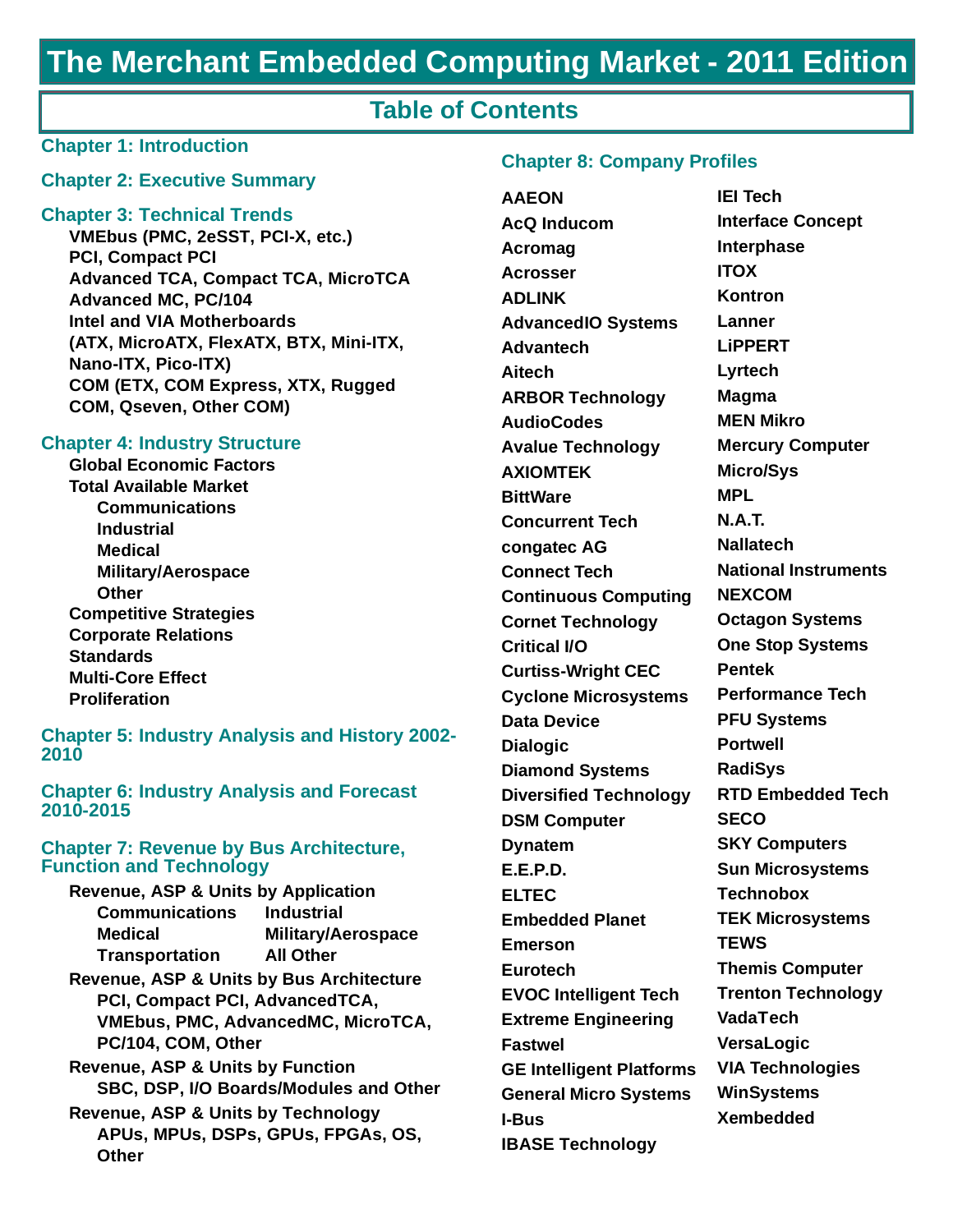# The Merchant Embedded Computing Market - 2011 Edition

## Table of Contents

### Chapter 1: Introduction

### Chapter 2: Executive Summary

### Chapter 3: Technical Trends

- VMEbus (PMC, 2eSST, PCI-X, etc.)
- PCI, Compact PCI
- Advanced TCA, Compact TCA, MicroTCA
- Advanced MC, PC/104
- Intel and VIA Motherboards (ATX, MicroATX, FlexATX, BTX, Mini-ITX, Nano-ITX, Pico-ITX)
- COM (ETX, COM Express, XTX, Rugged COM, Qseven, Other COM)

### Chapter 4: Industry Structure

- Global Economic Factors
- Total Available Market
  - Communications
  - Industrial
  - Medical
  - Military/Aerospace
  - Other
- Competitive Strategies
- Corporate Relations
- Standards
- Multi-Core Effect
- Proliferation

### Chapter 5: Industry Analysis and History 2002-2010

### Chapter 6: Industry Analysis and Forecast 2010-2015

### Chapter 7: Revenue by Bus Architecture, Function and Technology

- Revenue, ASP & Units by Application
  - Communications
  - Industrial
  - Medical
  - Military/Aerospace
  - Transportation
  - All Other
- Revenue, ASP & Units by Bus Architecture
  - PCI, Compact PCI, AdvancedTCA, VMEbus, PMC, AdvancedMC, MicroTCA, PC/104, COM, Other
- Revenue, ASP & Units by Function
  - SBC, DSP, I/O Boards/Modules and Other
- Revenue, ASP & Units by Technology
  - APUs, MPUs, DSPs, GPUs, FPGAs, OS, Other

### Chapter 8: Company Profiles

- AAEON
- AcQ Inducom
- Acromag
- Acrosser
- ADLINK
- AdvancedIO Systems
- Advantech
- Aitech
- ARBOR Technology
- AudioCodes
- Avalue Technology
- AXIOMTEK
- BittWare
- Concurrent Tech
- congatec AG
- Connect Tech
- Continuous Computing
- Cornet Technology
- Critical I/O
- Curtiss-Wright CEC
- Cyclone Microsystems
- Data Device
- Dialogic
- Diamond Systems
- Diversified Technology
- DSM Computer
- Dynatem
- E.E.P.D.
- ELTEC
- Embedded Planet
- Emerson
- Eurotech
- EVOC Intelligent Tech
- Extreme Engineering
- Fastwel
- GE Intelligent Platforms
- General Micro Systems
- I-Bus
- IBASE Technology
- IEI Tech
- Interface Concept
- Interphase
- ITOX
- Kontron
- Lanner
- LiPPERT
- Lyrtech
- Magma
- MEN Mikro
- Mercury Computer
- Micro/Sys
- MPL
- N.A.T.
- Nallatech
- National Instruments
- NEXCOM
- Octagon Systems
- One Stop Systems
- Pentek
- Performance Tech
- PFU Systems
- Portwell
- RadiSys
- RTD Embedded Tech
- SECO
- SKY Computers
- Sun Microsystems
- Technobox
- TEK Microsystems
- TEWS
- Themis Computer
- Trenton Technology
- VadaTech
- VersaLogic
- VIA Technologies
- WinSystems
- Xembedded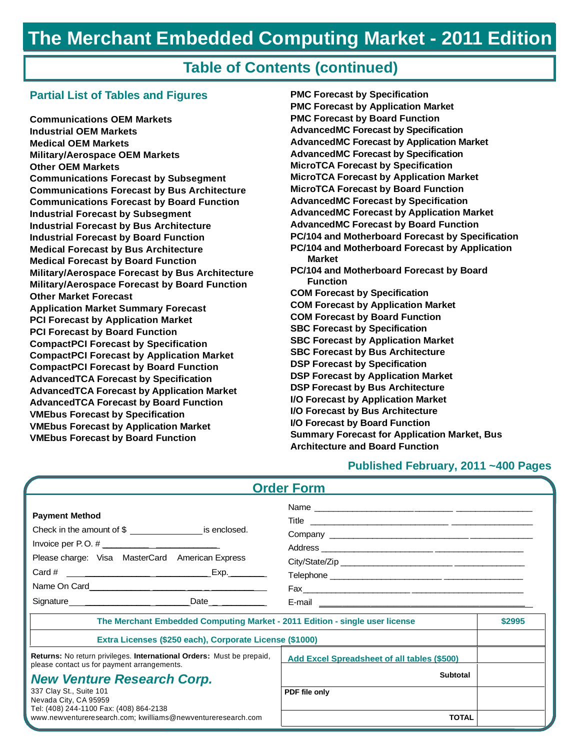# The Merchant Embedded Computing Market - 2011 Edition

## Table of Contents (continued)

### Partial List of Tables and Figures

**Communications OEM Markets**
**Industrial OEM Markets**
**Medical OEM Markets**
**Military/Aerospace OEM Markets**
**Other OEM Markets**
**Communications Forecast by Subsegment**
**Communications Forecast by Bus Architecture**
**Communications Forecast by Board Function**
**Industrial Forecast by Subsegment**
**Industrial Forecast by Bus Architecture**
**Industrial Forecast by Board Function**
**Medical Forecast by Bus Architecture**
**Medical Forecast by Board Function**
**Military/Aerospace Forecast by Bus Architecture**
**Military/Aerospace Forecast by Board Function**
**Other Market Forecast**
**Application Market Summary Forecast**
**PCI Forecast by Application Market**
**PCI Forecast by Board Function**
**CompactPCI Forecast by Specification**
**CompactPCI Forecast by Application Market**
**CompactPCI Forecast by Board Function**
**AdvancedTCA Forecast by Specification**
**AdvancedTCA Forecast by Application Market**
**AdvancedTCA Forecast by Board Function**
**VMEbus Forecast by Specification**
**VMEbus Forecast by Application Market**
**VMEbus Forecast by Board Function**
**PMC Forecast by Specification**
**PMC Forecast by Application Market**
**PMC Forecast by Board Function**
**AdvancedMC Forecast by Specification**
**AdvancedMC Forecast by Application Market**
**AdvancedMC Forecast by Specification**
**MicroTCA Forecast by Specification**
**MicroTCA Forecast by Application Market**
**MicroTCA Forecast by Board Function**
**AdvancedMC Forecast by Specification**
**AdvancedMC Forecast by Application Market**
**AdvancedMC Forecast by Board Function**
**PC/104 and Motherboard Forecast by Specification**
**PC/104 and Motherboard Forecast by Application Market**
**PC/104 and Motherboard Forecast by Board Function**
**COM Forecast by Specification**
**COM Forecast by Application Market**
**COM Forecast by Board Function**
**SBC Forecast by Specification**
**SBC Forecast by Application Market**
**SBC Forecast by Bus Architecture**
**DSP Forecast by Specification**
**DSP Forecast by Application Market**
**DSP Forecast by Bus Architecture**
**I/O Forecast by Application Market**
**I/O Forecast by Bus Architecture**
**I/O Forecast by Board Function**
**Summary Forecast for Application Market, Bus Architecture and Board Function**

**Published February, 2011 ~400 Pages**

## Order Form

**Payment Method**

Check in the amount of $ ______________ is enclosed.

Invoice per P.O. # ______________________

Please charge: Visa MasterCard American Express

Card # ______________________________ Exp. ________

Name On Card ______________________________

Signature ______________________ Date __________

Name ______________________________

Title ______________________________

Company ______________________________

Address ______________________________

City/State/Zip ______________________________

Telephone ______________________________

Fax ______________________________

E-mail ______________________________

| | |
|---|---|
| The Merchant Embedded Computing Market - 2011 Edition - single user license | $2995 |
| Extra Licenses ($250 each), Corporate License ($1000) | |
| Add Excel Spreadsheet of all tables ($500) | |
| Subtotal | |
| PDF file only | |
| TOTAL | |

**Returns:** No return privileges. **International Orders:** Must be prepaid, please contact us for payment arrangements.

### *New Venture Research Corp.*

337 Clay St., Suite 101
Nevada City, CA 95959
Tel: (408) 244-1100 Fax: (408) 864-2138
www.newventureresearch.com; kwilliams@newventureresearch.com